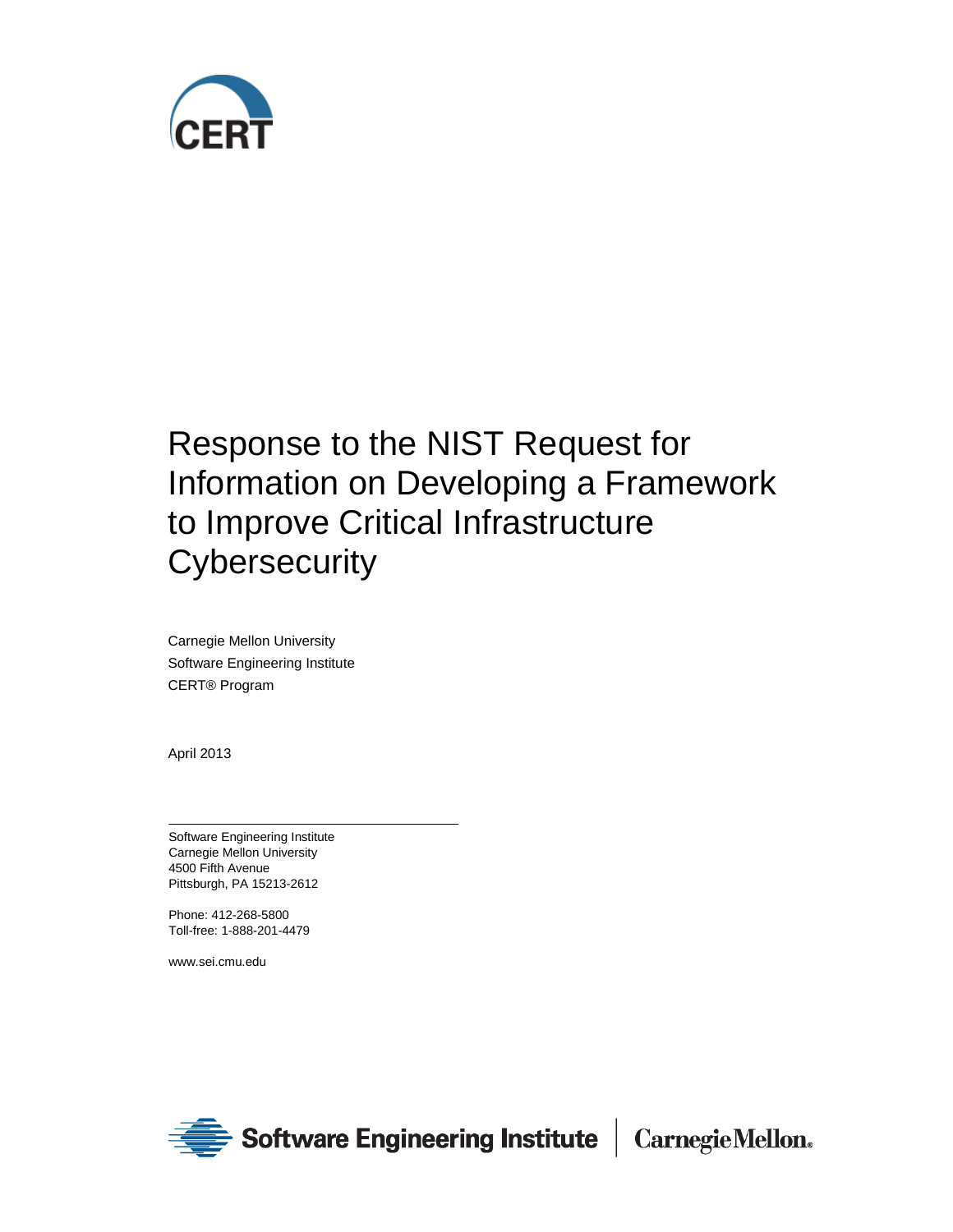CERT

# Response to the NIST Request for Information on Developing a Framework to Improve Critical Infrastructure Cybersecurity

Carnegie Mellon University
Software Engineering Institute
CERT® Program

April 2013

---

Software Engineering Institute
Carnegie Mellon University
4500 Fifth Avenue
Pittsburgh, PA 15213-2612

Phone: 412-268-5800
Toll-free: 1-888-201-4479

www.sei.cmu.edu

Software Engineering Institute | Carnegie Mellon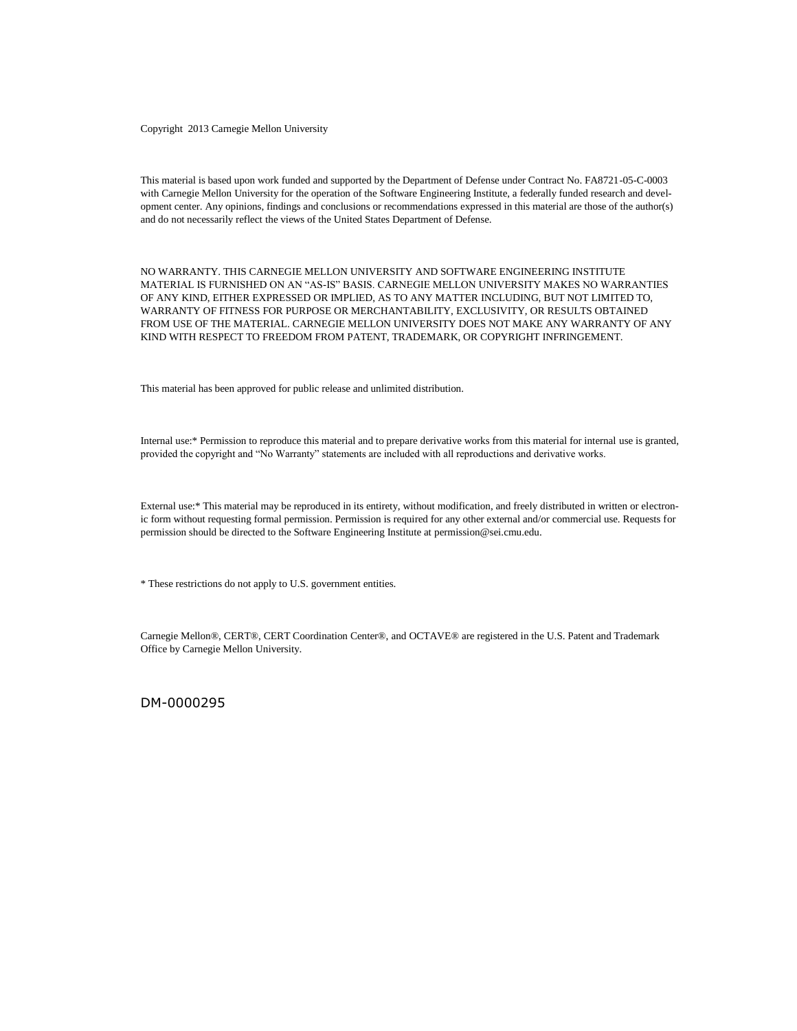Copyright 2013 Carnegie Mellon University

This material is based upon work funded and supported by the Department of Defense under Contract No. FA8721-05-C-0003 with Carnegie Mellon University for the operation of the Software Engineering Institute, a federally funded research and development center. Any opinions, findings and conclusions or recommendations expressed in this material are those of the author(s) and do not necessarily reflect the views of the United States Department of Defense.

NO WARRANTY. THIS CARNEGIE MELLON UNIVERSITY AND SOFTWARE ENGINEERING INSTITUTE MATERIAL IS FURNISHED ON AN "AS-IS" BASIS. CARNEGIE MELLON UNIVERSITY MAKES NO WARRANTIES OF ANY KIND, EITHER EXPRESSED OR IMPLIED, AS TO ANY MATTER INCLUDING, BUT NOT LIMITED TO, WARRANTY OF FITNESS FOR PURPOSE OR MERCHANTABILITY, EXCLUSIVITY, OR RESULTS OBTAINED FROM USE OF THE MATERIAL. CARNEGIE MELLON UNIVERSITY DOES NOT MAKE ANY WARRANTY OF ANY KIND WITH RESPECT TO FREEDOM FROM PATENT, TRADEMARK, OR COPYRIGHT INFRINGEMENT.

This material has been approved for public release and unlimited distribution.

Internal use:* Permission to reproduce this material and to prepare derivative works from this material for internal use is granted, provided the copyright and "No Warranty" statements are included with all reproductions and derivative works.

External use:* This material may be reproduced in its entirety, without modification, and freely distributed in written or electronic form without requesting formal permission. Permission is required for any other external and/or commercial use. Requests for permission should be directed to the Software Engineering Institute at permission@sei.cmu.edu.

* These restrictions do not apply to U.S. government entities.

Carnegie Mellon®, CERT®, CERT Coordination Center®, and OCTAVE® are registered in the U.S. Patent and Trademark Office by Carnegie Mellon University.

DM-0000295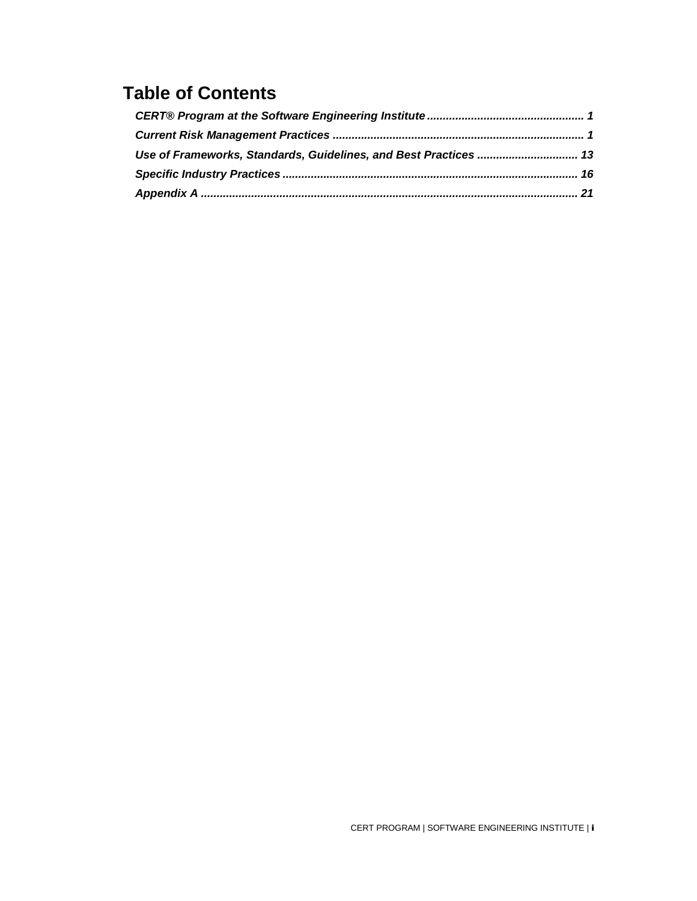# Table of Contents

*CERT® Program at the Software Engineering Institute* ................................................. *1*

*Current Risk Management Practices* ............................................................................... *1*

*Use of Frameworks, Standards, Guidelines, and Best Practices* ................................ *13*

*Specific Industry Practices* ............................................................................................ *16*

*Appendix A* ...................................................................................................................... *21*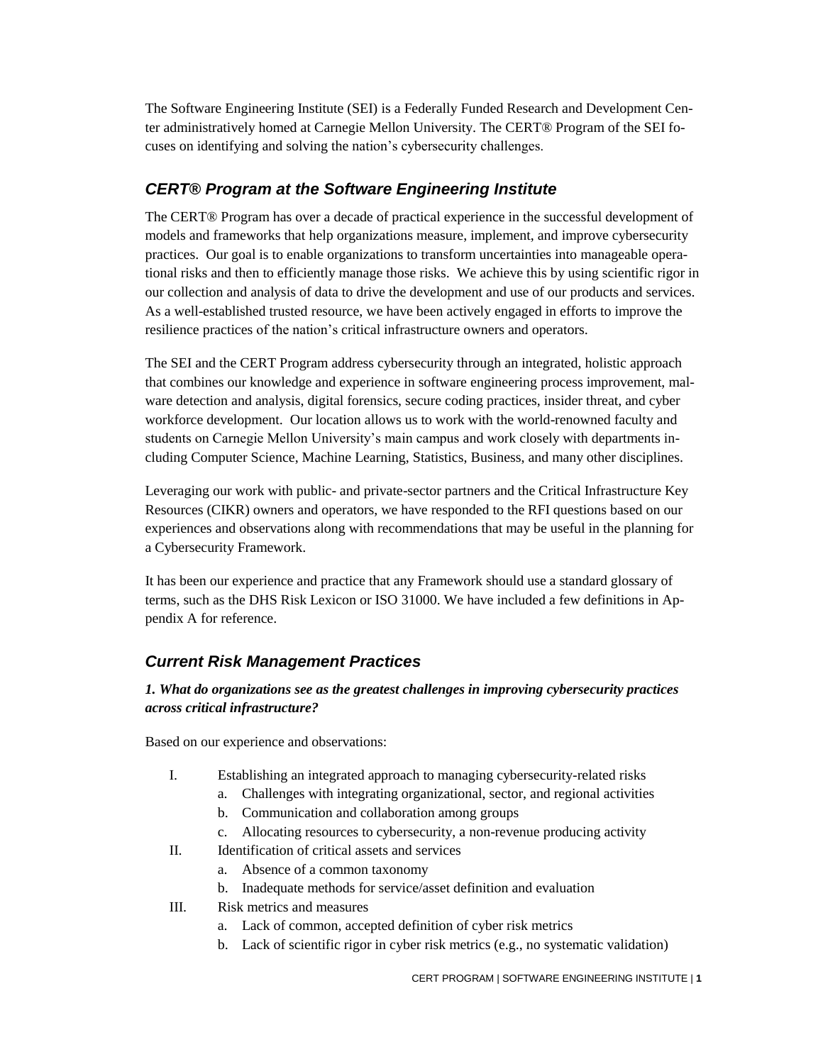The Software Engineering Institute (SEI) is a Federally Funded Research and Development Center administratively homed at Carnegie Mellon University. The CERT® Program of the SEI focuses on identifying and solving the nation's cybersecurity challenges.

## *CERT® Program at the Software Engineering Institute*

The CERT® Program has over a decade of practical experience in the successful development of models and frameworks that help organizations measure, implement, and improve cybersecurity practices. Our goal is to enable organizations to transform uncertainties into manageable operational risks and then to efficiently manage those risks. We achieve this by using scientific rigor in our collection and analysis of data to drive the development and use of our products and services. As a well-established trusted resource, we have been actively engaged in efforts to improve the resilience practices of the nation's critical infrastructure owners and operators.

The SEI and the CERT Program address cybersecurity through an integrated, holistic approach that combines our knowledge and experience in software engineering process improvement, malware detection and analysis, digital forensics, secure coding practices, insider threat, and cyber workforce development. Our location allows us to work with the world-renowned faculty and students on Carnegie Mellon University's main campus and work closely with departments including Computer Science, Machine Learning, Statistics, Business, and many other disciplines.

Leveraging our work with public- and private-sector partners and the Critical Infrastructure Key Resources (CIKR) owners and operators, we have responded to the RFI questions based on our experiences and observations along with recommendations that may be useful in the planning for a Cybersecurity Framework.

It has been our experience and practice that any Framework should use a standard glossary of terms, such as the DHS Risk Lexicon or ISO 31000. We have included a few definitions in Appendix A for reference.

## *Current Risk Management Practices*

### *1. What do organizations see as the greatest challenges in improving cybersecurity practices across critical infrastructure?*

Based on our experience and observations:

I. Establishing an integrated approach to managing cybersecurity-related risks
   a. Challenges with integrating organizational, sector, and regional activities
   b. Communication and collaboration among groups
   c. Allocating resources to cybersecurity, a non-revenue producing activity

II. Identification of critical assets and services
   a. Absence of a common taxonomy
   b. Inadequate methods for service/asset definition and evaluation

III. Risk metrics and measures
   a. Lack of common, accepted definition of cyber risk metrics
   b. Lack of scientific rigor in cyber risk metrics (e.g., no systematic validation)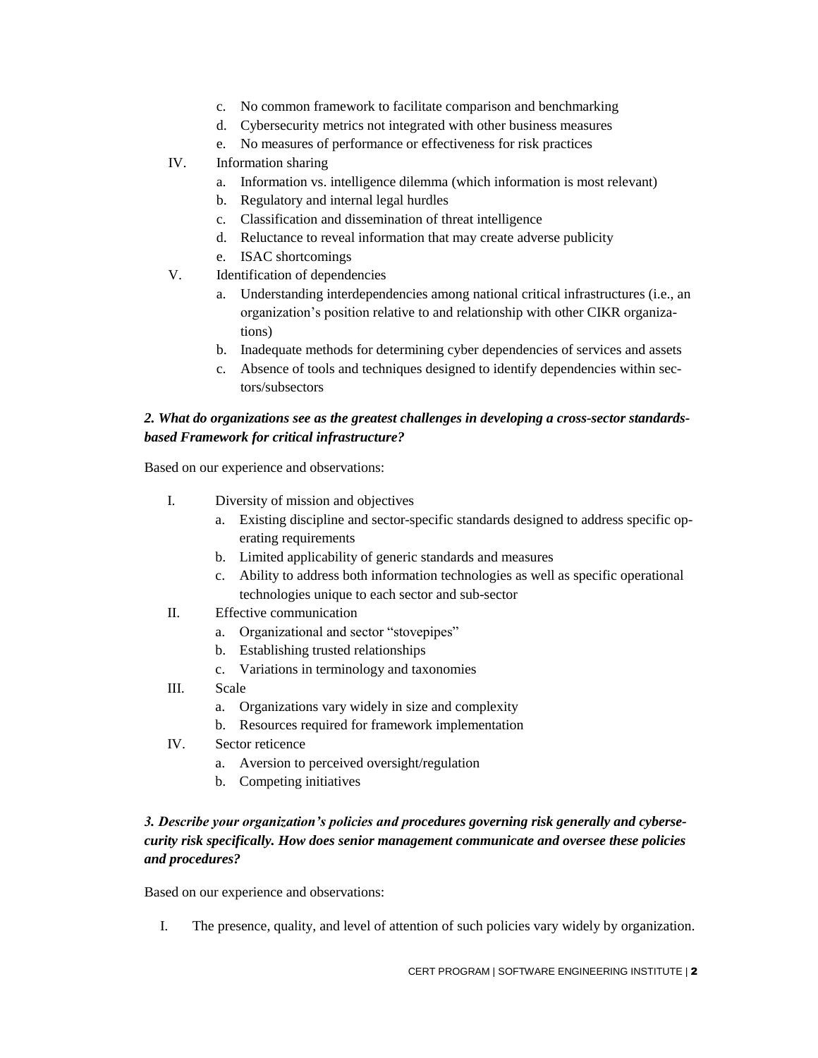c. No common framework to facilitate comparison and benchmarking
   d. Cybersecurity metrics not integrated with other business measures
   e. No measures of performance or effectiveness for risk practices

IV. Information sharing
   a. Information vs. intelligence dilemma (which information is most relevant)
   b. Regulatory and internal legal hurdles
   c. Classification and dissemination of threat intelligence
   d. Reluctance to reveal information that may create adverse publicity
   e. ISAC shortcomings

V. Identification of dependencies
   a. Understanding interdependencies among national critical infrastructures (i.e., an organization's position relative to and relationship with other CIKR organizations)
   b. Inadequate methods for determining cyber dependencies of services and assets
   c. Absence of tools and techniques designed to identify dependencies within sectors/subsectors

***2. What do organizations see as the greatest challenges in developing a cross-sector standards-based Framework for critical infrastructure?***

Based on our experience and observations:

I. Diversity of mission and objectives
   a. Existing discipline and sector-specific standards designed to address specific operating requirements
   b. Limited applicability of generic standards and measures
   c. Ability to address both information technologies as well as specific operational technologies unique to each sector and sub-sector

II. Effective communication
   a. Organizational and sector "stovepipes"
   b. Establishing trusted relationships
   c. Variations in terminology and taxonomies

III. Scale
   a. Organizations vary widely in size and complexity
   b. Resources required for framework implementation

IV. Sector reticence
   a. Aversion to perceived oversight/regulation
   b. Competing initiatives

***3. Describe your organization's policies and procedures governing risk generally and cybersecurity risk specifically. How does senior management communicate and oversee these policies and procedures?***

Based on our experience and observations:

I. The presence, quality, and level of attention of such policies vary widely by organization.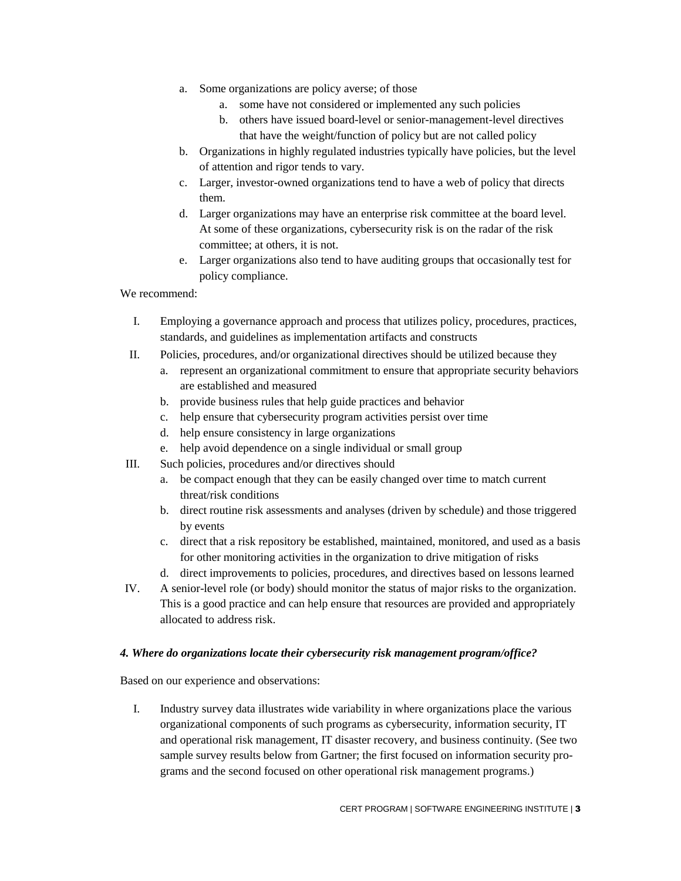a. Some organizations are policy averse; of those
    a. some have not considered or implemented any such policies
    b. others have issued board-level or senior-management-level directives that have the weight/function of policy but are not called policy
b. Organizations in highly regulated industries typically have policies, but the level of attention and rigor tends to vary.
c. Larger, investor-owned organizations tend to have a web of policy that directs them.
d. Larger organizations may have an enterprise risk committee at the board level. At some of these organizations, cybersecurity risk is on the radar of the risk committee; at others, it is not.
e. Larger organizations also tend to have auditing groups that occasionally test for policy compliance.

We recommend:

I. Employing a governance approach and process that utilizes policy, procedures, practices, standards, and guidelines as implementation artifacts and constructs

II. Policies, procedures, and/or organizational directives should be utilized because they
    a. represent an organizational commitment to ensure that appropriate security behaviors are established and measured
    b. provide business rules that help guide practices and behavior
    c. help ensure that cybersecurity program activities persist over time
    d. help ensure consistency in large organizations
    e. help avoid dependence on a single individual or small group

III. Such policies, procedures and/or directives should
    a. be compact enough that they can be easily changed over time to match current threat/risk conditions
    b. direct routine risk assessments and analyses (driven by schedule) and those triggered by events
    c. direct that a risk repository be established, maintained, monitored, and used as a basis for other monitoring activities in the organization to drive mitigation of risks
    d. direct improvements to policies, procedures, and directives based on lessons learned

IV. A senior-level role (or body) should monitor the status of major risks to the organization. This is a good practice and can help ensure that resources are provided and appropriately allocated to address risk.

***4. Where do organizations locate their cybersecurity risk management program/office?***

Based on our experience and observations:

I. Industry survey data illustrates wide variability in where organizations place the various organizational components of such programs as cybersecurity, information security, IT and operational risk management, IT disaster recovery, and business continuity. (See two sample survey results below from Gartner; the first focused on information security programs and the second focused on other operational risk management programs.)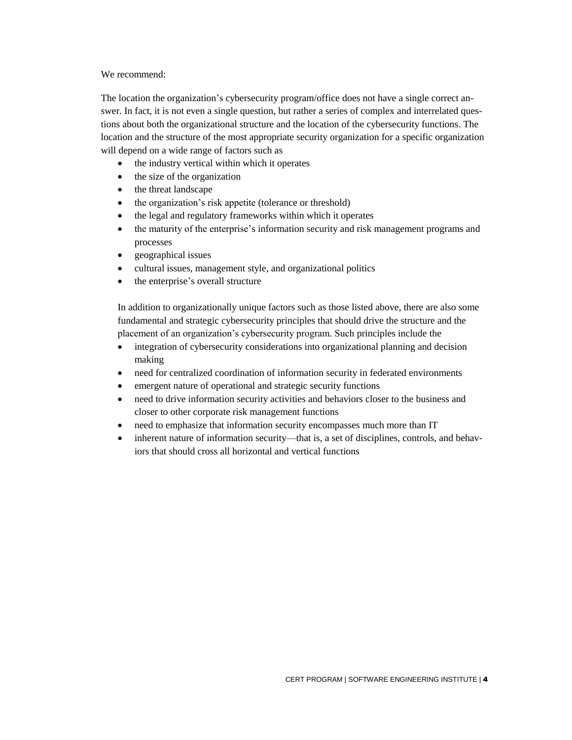We recommend:

The location the organization's cybersecurity program/office does not have a single correct answer. In fact, it is not even a single question, but rather a series of complex and interrelated questions about both the organizational structure and the location of the cybersecurity functions. The location and the structure of the most appropriate security organization for a specific organization will depend on a wide range of factors such as

- the industry vertical within which it operates
- the size of the organization
- the threat landscape
- the organization's risk appetite (tolerance or threshold)
- the legal and regulatory frameworks within which it operates
- the maturity of the enterprise's information security and risk management programs and processes
- geographical issues
- cultural issues, management style, and organizational politics
- the enterprise's overall structure

In addition to organizationally unique factors such as those listed above, there are also some fundamental and strategic cybersecurity principles that should drive the structure and the placement of an organization's cybersecurity program. Such principles include the

- integration of cybersecurity considerations into organizational planning and decision making
- need for centralized coordination of information security in federated environments
- emergent nature of operational and strategic security functions
- need to drive information security activities and behaviors closer to the business and closer to other corporate risk management functions
- need to emphasize that information security encompasses much more than IT
- inherent nature of information security—that is, a set of disciplines, controls, and behaviors that should cross all horizontal and vertical functions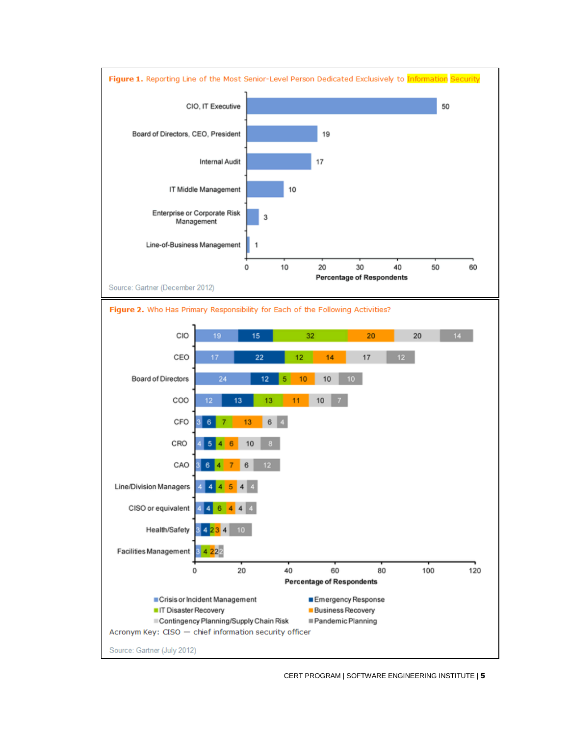**Figure 1.** Reporting Line of the Most Senior-Level Person Dedicated Exclusively to Information Security

CIO, IT Executive 50

Board of Directors, CEO, President 19

Internal Audit 17

IT Middle Management 10

Enterprise or Corporate Risk Management 3

Line-of-Business Management 1

0 10 20 30 40 50 60

Percentage of Respondents

Source: Gartner (December 2012)

**Figure 2.** Who Has Primary Responsibility for Each of the Following Activities?

CIO 19 15 32 20 20 14

CEO 17 22 12 14 17 12

Board of Directors 24 12 5 10 10 10

COO 12 13 13 11 10 7

CFO 3 6 7 13 6 4

CRO 4 5 4 6 10 8

CAO 3 6 4 7 6 12

Line/Division Managers 4 4 4 5 4 4

CISO or equivalent 4 4 6 4 4 4

Health/Safety 3 4 2 3 4 10

Facilities Management 3 4 2 2 2

0 20 40 60 80 100 120

Percentage of Respondents

Crisis or Incident Management
Emergency Response
IT Disaster Recovery
Business Recovery
Contingency Planning/Supply Chain Risk
Pandemic Planning

Acronym Key: CISO — chief information security officer

Source: Gartner (July 2012)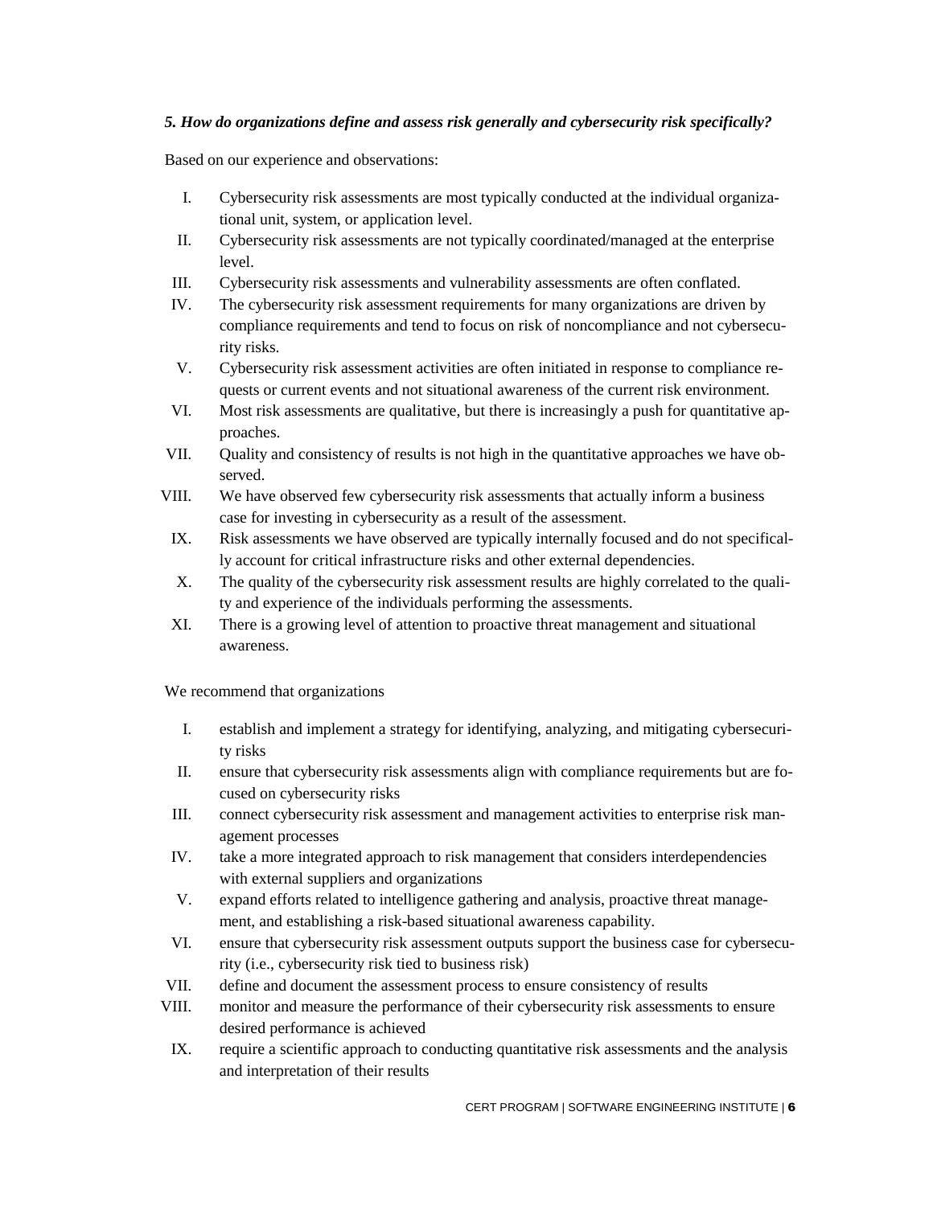***5. How do organizations define and assess risk generally and cybersecurity risk specifically?***

Based on our experience and observations:

I. Cybersecurity risk assessments are most typically conducted at the individual organizational unit, system, or application level.
II. Cybersecurity risk assessments are not typically coordinated/managed at the enterprise level.
III. Cybersecurity risk assessments and vulnerability assessments are often conflated.
IV. The cybersecurity risk assessment requirements for many organizations are driven by compliance requirements and tend to focus on risk of noncompliance and not cybersecurity risks.
V. Cybersecurity risk assessment activities are often initiated in response to compliance requests or current events and not situational awareness of the current risk environment.
VI. Most risk assessments are qualitative, but there is increasingly a push for quantitative approaches.
VII. Quality and consistency of results is not high in the quantitative approaches we have observed.
VIII. We have observed few cybersecurity risk assessments that actually inform a business case for investing in cybersecurity as a result of the assessment.
IX. Risk assessments we have observed are typically internally focused and do not specifically account for critical infrastructure risks and other external dependencies.
X. The quality of the cybersecurity risk assessment results are highly correlated to the quality and experience of the individuals performing the assessments.
XI. There is a growing level of attention to proactive threat management and situational awareness.

We recommend that organizations

I. establish and implement a strategy for identifying, analyzing, and mitigating cybersecurity risks
II. ensure that cybersecurity risk assessments align with compliance requirements but are focused on cybersecurity risks
III. connect cybersecurity risk assessment and management activities to enterprise risk management processes
IV. take a more integrated approach to risk management that considers interdependencies with external suppliers and organizations
V. expand efforts related to intelligence gathering and analysis, proactive threat management, and establishing a risk-based situational awareness capability.
VI. ensure that cybersecurity risk assessment outputs support the business case for cybersecurity (i.e., cybersecurity risk tied to business risk)
VII. define and document the assessment process to ensure consistency of results
VIII. monitor and measure the performance of their cybersecurity risk assessments to ensure desired performance is achieved
IX. require a scientific approach to conducting quantitative risk assessments and the analysis and interpretation of their results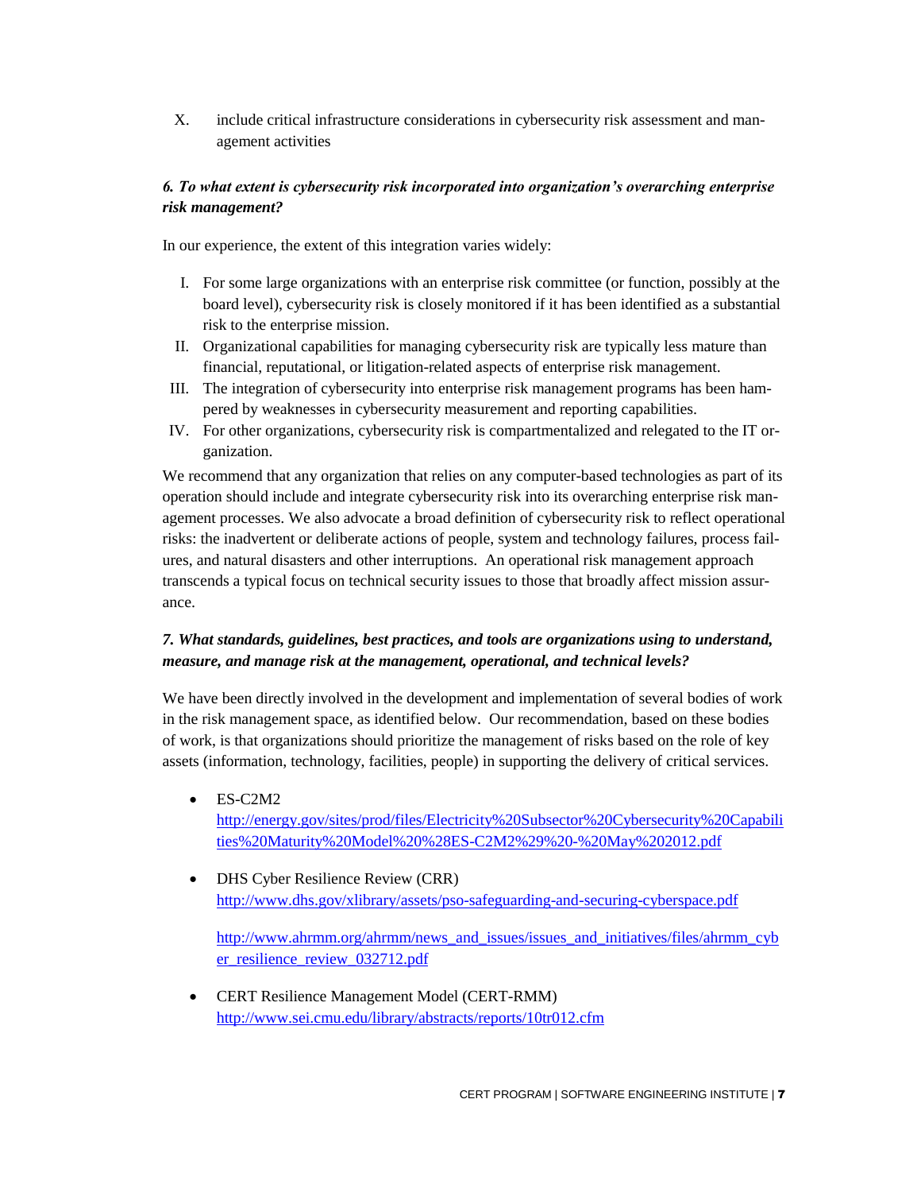X. include critical infrastructure considerations in cybersecurity risk assessment and management activities

***6. To what extent is cybersecurity risk incorporated into organization's overarching enterprise risk management?***

In our experience, the extent of this integration varies widely:

I. For some large organizations with an enterprise risk committee (or function, possibly at the board level), cybersecurity risk is closely monitored if it has been identified as a substantial risk to the enterprise mission.
II. Organizational capabilities for managing cybersecurity risk are typically less mature than financial, reputational, or litigation-related aspects of enterprise risk management.
III. The integration of cybersecurity into enterprise risk management programs has been hampered by weaknesses in cybersecurity measurement and reporting capabilities.
IV. For other organizations, cybersecurity risk is compartmentalized and relegated to the IT organization.

We recommend that any organization that relies on any computer-based technologies as part of its operation should include and integrate cybersecurity risk into its overarching enterprise risk management processes. We also advocate a broad definition of cybersecurity risk to reflect operational risks: the inadvertent or deliberate actions of people, system and technology failures, process failures, and natural disasters and other interruptions. An operational risk management approach transcends a typical focus on technical security issues to those that broadly affect mission assurance.

***7. What standards, guidelines, best practices, and tools are organizations using to understand, measure, and manage risk at the management, operational, and technical levels?***

We have been directly involved in the development and implementation of several bodies of work in the risk management space, as identified below. Our recommendation, based on these bodies of work, is that organizations should prioritize the management of risks based on the role of key assets (information, technology, facilities, people) in supporting the delivery of critical services.

- ES-C2M2
  http://energy.gov/sites/prod/files/Electricity%20Subsector%20Cybersecurity%20Capabilities%20Maturity%20Model%20%28ES-C2M2%29%20-%20May%202012.pdf

- DHS Cyber Resilience Review (CRR)
  http://www.dhs.gov/xlibrary/assets/pso-safeguarding-and-securing-cyberspace.pdf

  http://www.ahrmm.org/ahrmm/news_and_issues/issues_and_initiatives/files/ahrmm_cyber_resilience_review_032712.pdf

- CERT Resilience Management Model (CERT-RMM)
  http://www.sei.cmu.edu/library/abstracts/reports/10tr012.cfm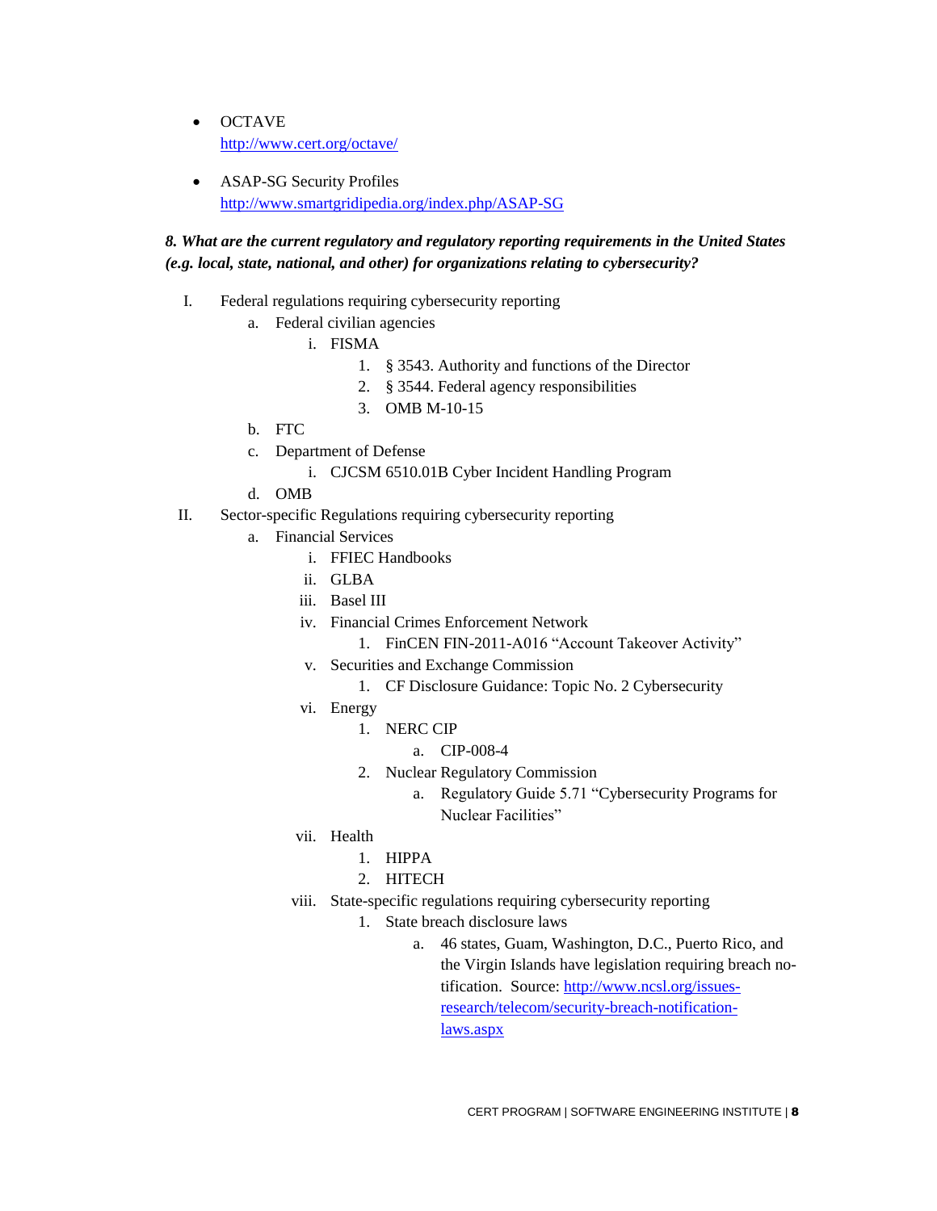- OCTAVE
  http://www.cert.org/octave/
- ASAP-SG Security Profiles
  http://www.smartgridipedia.org/index.php/ASAP-SG

***8. What are the current regulatory and regulatory reporting requirements in the United States (e.g. local, state, national, and other) for organizations relating to cybersecurity?***

I. Federal regulations requiring cybersecurity reporting
   a. Federal civilian agencies
      i. FISMA
         1. § 3543. Authority and functions of the Director
         2. § 3544. Federal agency responsibilities
         3. OMB M-10-15
   b. FTC
   c. Department of Defense
      i. CJCSM 6510.01B Cyber Incident Handling Program
   d. OMB

II. Sector-specific Regulations requiring cybersecurity reporting
   a. Financial Services
      i. FFIEC Handbooks
      ii. GLBA
      iii. Basel III
      iv. Financial Crimes Enforcement Network
         1. FinCEN FIN-2011-A016 "Account Takeover Activity"
      v. Securities and Exchange Commission
         1. CF Disclosure Guidance: Topic No. 2 Cybersecurity
      vi. Energy
         1. NERC CIP
            a. CIP-008-4
         2. Nuclear Regulatory Commission
            a. Regulatory Guide 5.71 "Cybersecurity Programs for Nuclear Facilities"
      vii. Health
         1. HIPPA
         2. HITECH
      viii. State-specific regulations requiring cybersecurity reporting
         1. State breach disclosure laws
            a. 46 states, Guam, Washington, D.C., Puerto Rico, and the Virgin Islands have legislation requiring breach notification. Source: http://www.ncsl.org/issues-research/telecom/security-breach-notification-laws.aspx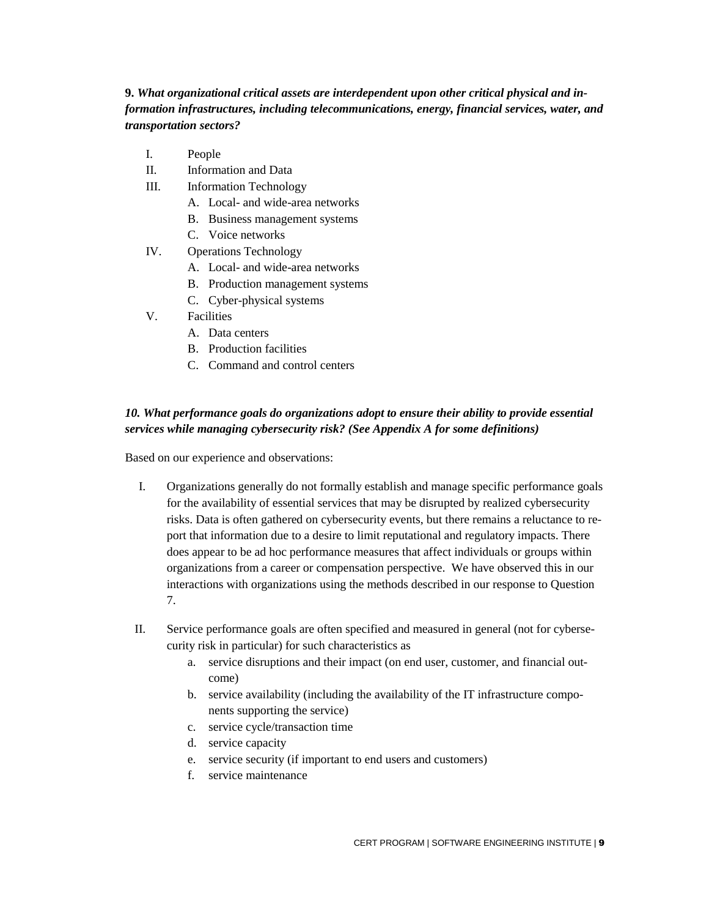**9.** ***What organizational critical assets are interdependent upon other critical physical and information infrastructures, including telecommunications, energy, financial services, water, and transportation sectors?***

I. People
II. Information and Data
III. Information Technology
   A. Local- and wide-area networks
   B. Business management systems
   C. Voice networks
IV. Operations Technology
   A. Local- and wide-area networks
   B. Production management systems
   C. Cyber-physical systems
V. Facilities
   A. Data centers
   B. Production facilities
   C. Command and control centers

***10. What performance goals do organizations adopt to ensure their ability to provide essential services while managing cybersecurity risk? (See Appendix A for some definitions)***

Based on our experience and observations:

I. Organizations generally do not formally establish and manage specific performance goals for the availability of essential services that may be disrupted by realized cybersecurity risks. Data is often gathered on cybersecurity events, but there remains a reluctance to report that information due to a desire to limit reputational and regulatory impacts. There does appear to be ad hoc performance measures that affect individuals or groups within organizations from a career or compensation perspective. We have observed this in our interactions with organizations using the methods described in our response to Question 7.

II. Service performance goals are often specified and measured in general (not for cybersecurity risk in particular) for such characteristics as
   a. service disruptions and their impact (on end user, customer, and financial outcome)
   b. service availability (including the availability of the IT infrastructure components supporting the service)
   c. service cycle/transaction time
   d. service capacity
   e. service security (if important to end users and customers)
   f. service maintenance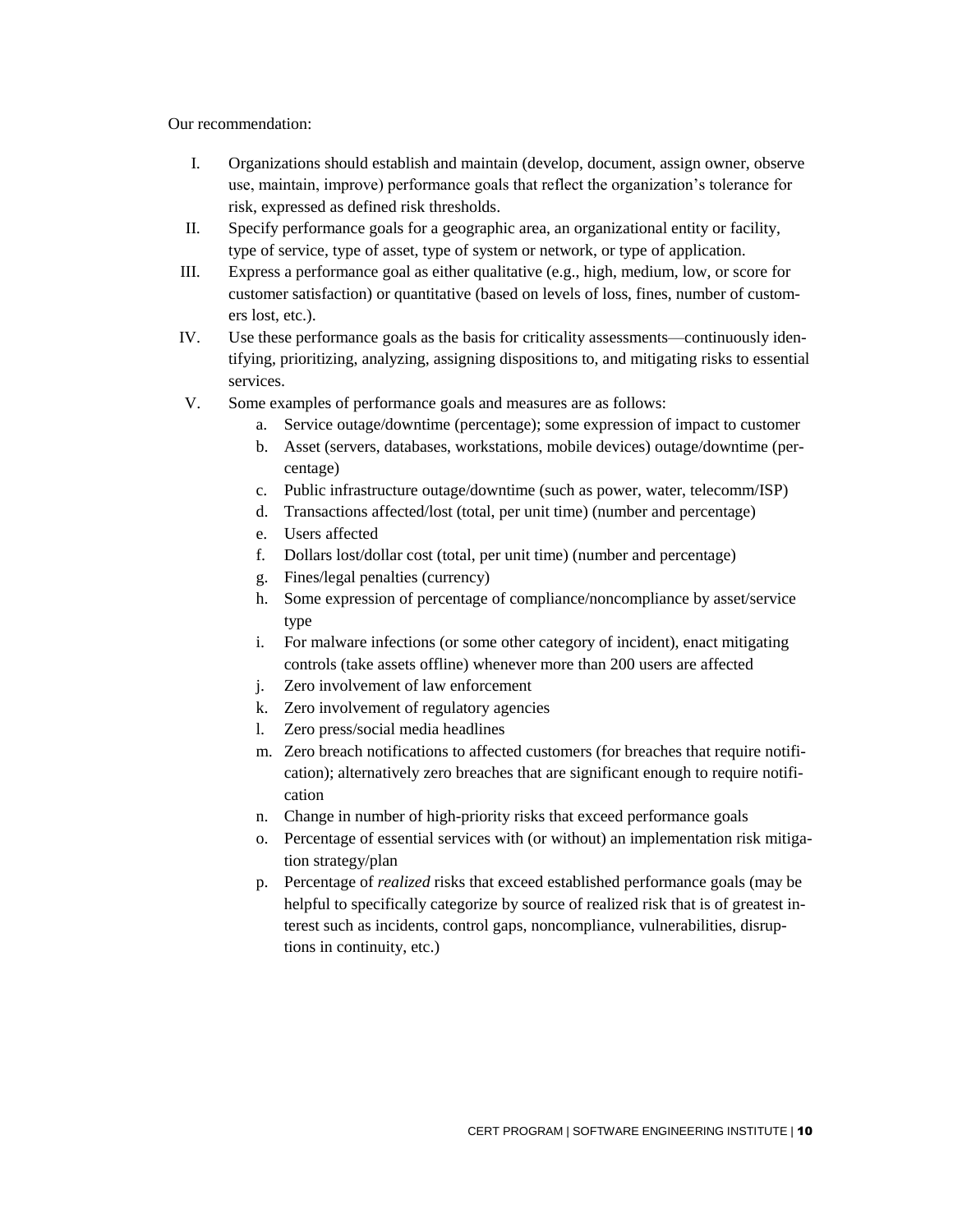Our recommendation:

I. Organizations should establish and maintain (develop, document, assign owner, observe use, maintain, improve) performance goals that reflect the organization's tolerance for risk, expressed as defined risk thresholds.
II. Specify performance goals for a geographic area, an organizational entity or facility, type of service, type of asset, type of system or network, or type of application.
III. Express a performance goal as either qualitative (e.g., high, medium, low, or score for customer satisfaction) or quantitative (based on levels of loss, fines, number of customers lost, etc.).
IV. Use these performance goals as the basis for criticality assessments—continuously identifying, prioritizing, analyzing, assigning dispositions to, and mitigating risks to essential services.
V. Some examples of performance goals and measures are as follows:
   a. Service outage/downtime (percentage); some expression of impact to customer
   b. Asset (servers, databases, workstations, mobile devices) outage/downtime (percentage)
   c. Public infrastructure outage/downtime (such as power, water, telecomm/ISP)
   d. Transactions affected/lost (total, per unit time) (number and percentage)
   e. Users affected
   f. Dollars lost/dollar cost (total, per unit time) (number and percentage)
   g. Fines/legal penalties (currency)
   h. Some expression of percentage of compliance/noncompliance by asset/service type
   i. For malware infections (or some other category of incident), enact mitigating controls (take assets offline) whenever more than 200 users are affected
   j. Zero involvement of law enforcement
   k. Zero involvement of regulatory agencies
   l. Zero press/social media headlines
   m. Zero breach notifications to affected customers (for breaches that require notification); alternatively zero breaches that are significant enough to require notification
   n. Change in number of high-priority risks that exceed performance goals
   o. Percentage of essential services with (or without) an implementation risk mitigation strategy/plan
   p. Percentage of *realized* risks that exceed established performance goals (may be helpful to specifically categorize by source of realized risk that is of greatest interest such as incidents, control gaps, noncompliance, vulnerabilities, disruptions in continuity, etc.)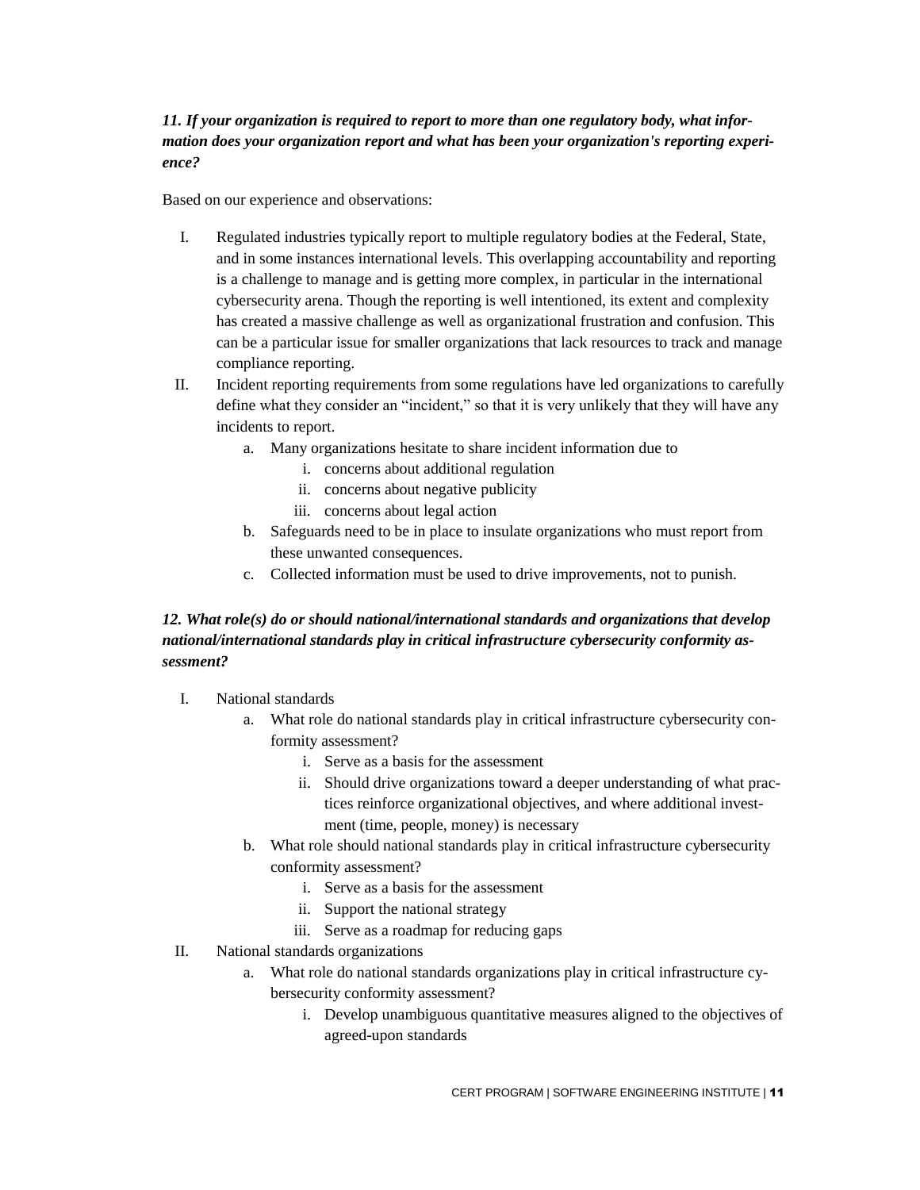***11. If your organization is required to report to more than one regulatory body, what information does your organization report and what has been your organization's reporting experience?***

Based on our experience and observations:

I. Regulated industries typically report to multiple regulatory bodies at the Federal, State, and in some instances international levels. This overlapping accountability and reporting is a challenge to manage and is getting more complex, in particular in the international cybersecurity arena. Though the reporting is well intentioned, its extent and complexity has created a massive challenge as well as organizational frustration and confusion. This can be a particular issue for smaller organizations that lack resources to track and manage compliance reporting.

II. Incident reporting requirements from some regulations have led organizations to carefully define what they consider an "incident," so that it is very unlikely that they will have any incidents to report.
   a. Many organizations hesitate to share incident information due to
      i. concerns about additional regulation
      ii. concerns about negative publicity
      iii. concerns about legal action
   b. Safeguards need to be in place to insulate organizations who must report from these unwanted consequences.
   c. Collected information must be used to drive improvements, not to punish.

***12. What role(s) do or should national/international standards and organizations that develop national/international standards play in critical infrastructure cybersecurity conformity assessment?***

I. National standards
   a. What role do national standards play in critical infrastructure cybersecurity conformity assessment?
      i. Serve as a basis for the assessment
      ii. Should drive organizations toward a deeper understanding of what practices reinforce organizational objectives, and where additional investment (time, people, money) is necessary
   b. What role should national standards play in critical infrastructure cybersecurity conformity assessment?
      i. Serve as a basis for the assessment
      ii. Support the national strategy
      iii. Serve as a roadmap for reducing gaps

II. National standards organizations
   a. What role do national standards organizations play in critical infrastructure cybersecurity conformity assessment?
      i. Develop unambiguous quantitative measures aligned to the objectives of agreed-upon standards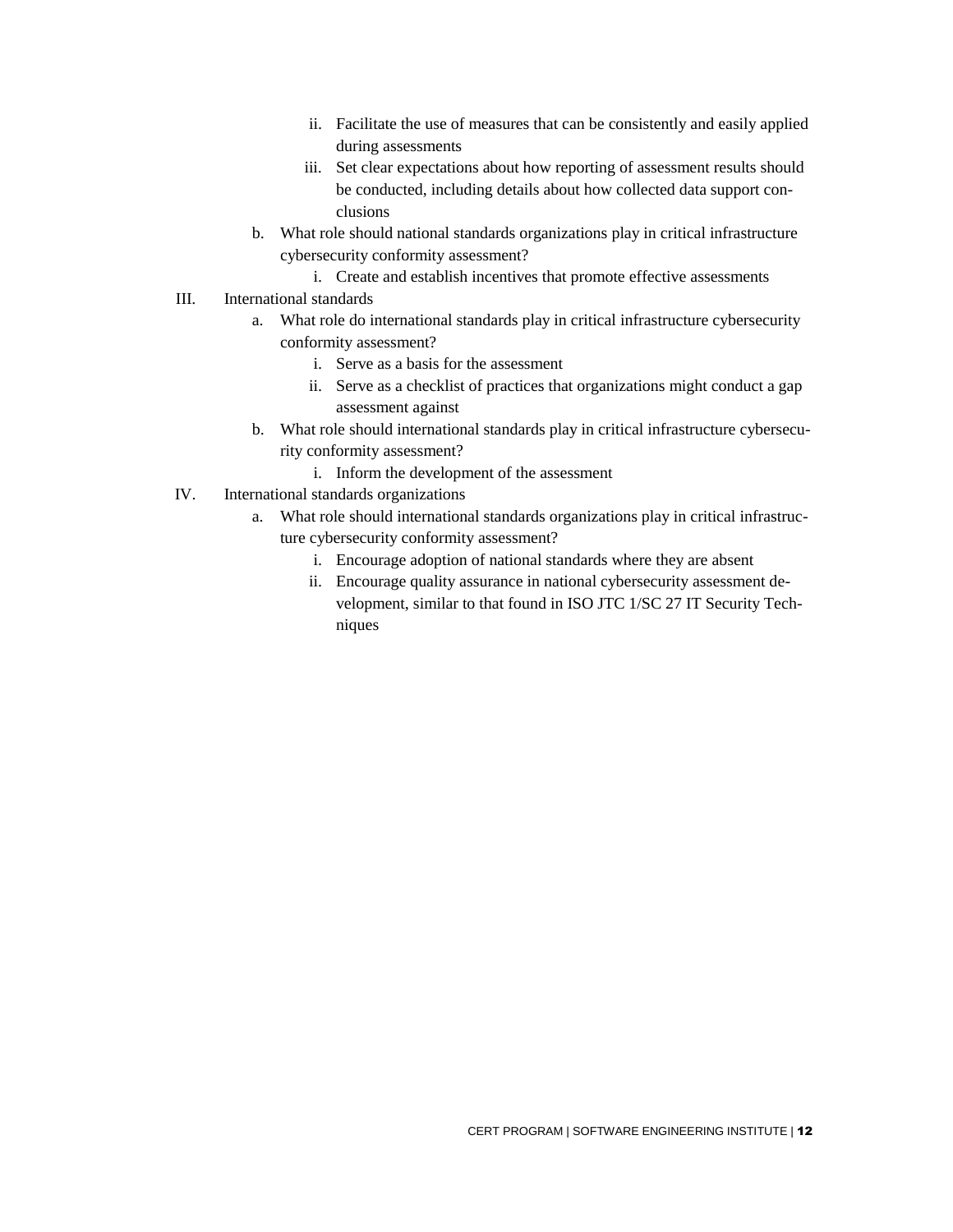- ii. Facilitate the use of measures that can be consistently and easily applied during assessments
  - iii. Set clear expectations about how reporting of assessment results should be conducted, including details about how collected data support conclusions
- b. What role should national standards organizations play in critical infrastructure cybersecurity conformity assessment?
  - i. Create and establish incentives that promote effective assessments

III. International standards

- a. What role do international standards play in critical infrastructure cybersecurity conformity assessment?
  - i. Serve as a basis for the assessment
  - ii. Serve as a checklist of practices that organizations might conduct a gap assessment against
- b. What role should international standards play in critical infrastructure cybersecurity conformity assessment?
  - i. Inform the development of the assessment

IV. International standards organizations

- a. What role should international standards organizations play in critical infrastructure cybersecurity conformity assessment?
  - i. Encourage adoption of national standards where they are absent
  - ii. Encourage quality assurance in national cybersecurity assessment development, similar to that found in ISO JTC 1/SC 27 IT Security Techniques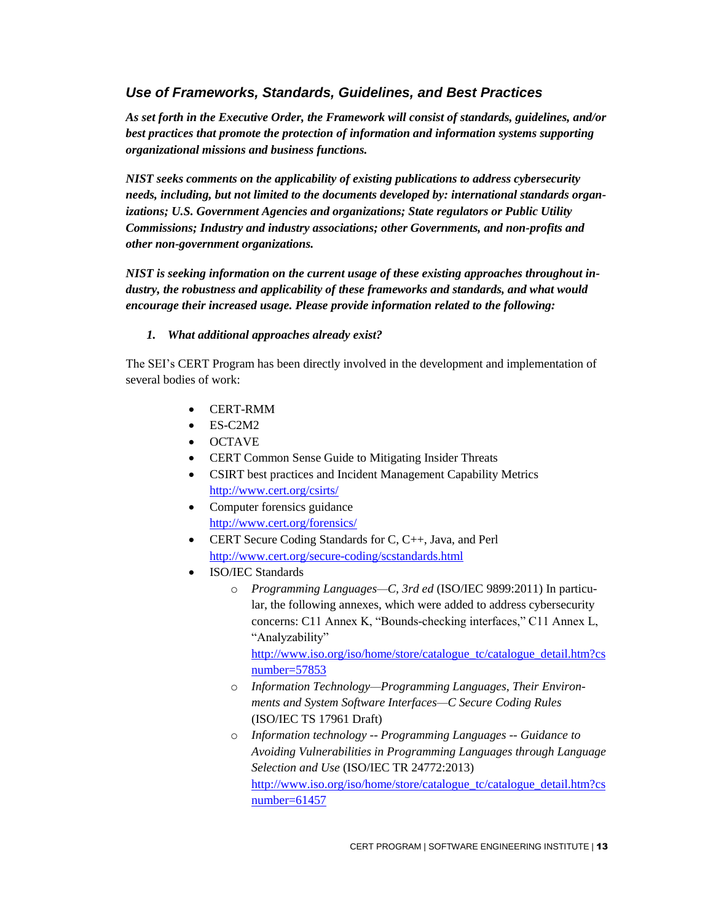## *Use of Frameworks, Standards, Guidelines, and Best Practices*

***As set forth in the Executive Order, the Framework will consist of standards, guidelines, and/or best practices that promote the protection of information and information systems supporting organizational missions and business functions.***

***NIST seeks comments on the applicability of existing publications to address cybersecurity needs, including, but not limited to the documents developed by: international standards organizations; U.S. Government Agencies and organizations; State regulators or Public Utility Commissions; Industry and industry associations; other Governments, and non-profits and other non-government organizations.***

***NIST is seeking information on the current usage of these existing approaches throughout industry, the robustness and applicability of these frameworks and standards, and what would encourage their increased usage. Please provide information related to the following:***

1. ***What additional approaches already exist?***

The SEI's CERT Program has been directly involved in the development and implementation of several bodies of work:

- CERT-RMM
- ES-C2M2
- OCTAVE
- CERT Common Sense Guide to Mitigating Insider Threats
- CSIRT best practices and Incident Management Capability Metrics
  http://www.cert.org/csirts/
- Computer forensics guidance
  http://www.cert.org/forensics/
- CERT Secure Coding Standards for C, C++, Java, and Perl
  http://www.cert.org/secure-coding/scstandards.html
- ISO/IEC Standards
  - *Programming Languages—C, 3rd ed* (ISO/IEC 9899:2011) In particular, the following annexes, which were added to address cybersecurity concerns: C11 Annex K, "Bounds-checking interfaces," C11 Annex L, "Analyzability"
    http://www.iso.org/iso/home/store/catalogue_tc/catalogue_detail.htm?csnumber=57853
  - *Information Technology—Programming Languages, Their Environments and System Software Interfaces—C Secure Coding Rules* (ISO/IEC TS 17961 Draft)
  - *Information technology -- Programming Languages -- Guidance to Avoiding Vulnerabilities in Programming Languages through Language Selection and Use* (ISO/IEC TR 24772:2013)
    http://www.iso.org/iso/home/store/catalogue_tc/catalogue_detail.htm?csnumber=61457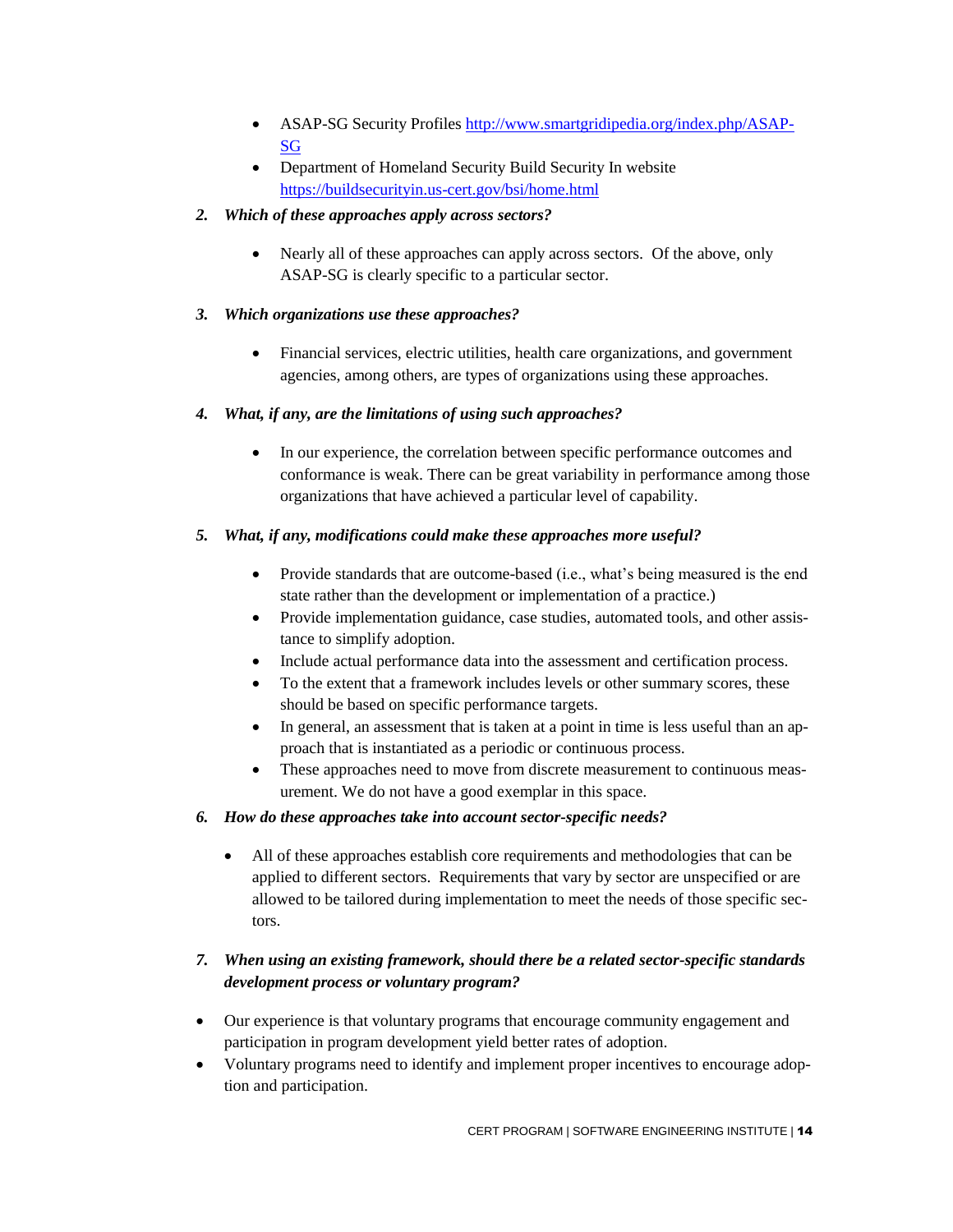- ASAP-SG Security Profiles http://www.smartgridipedia.org/index.php/ASAP-SG
- Department of Homeland Security Build Security In website https://buildsecurityin.us-cert.gov/bsi/home.html

2. ***Which of these approaches apply across sectors?***

    - Nearly all of these approaches can apply across sectors. Of the above, only ASAP-SG is clearly specific to a particular sector.

3. ***Which organizations use these approaches?***

    - Financial services, electric utilities, health care organizations, and government agencies, among others, are types of organizations using these approaches.

4. ***What, if any, are the limitations of using such approaches?***

    - In our experience, the correlation between specific performance outcomes and conformance is weak. There can be great variability in performance among those organizations that have achieved a particular level of capability.

5. ***What, if any, modifications could make these approaches more useful?***

    - Provide standards that are outcome-based (i.e., what's being measured is the end state rather than the development or implementation of a practice.)
    - Provide implementation guidance, case studies, automated tools, and other assistance to simplify adoption.
    - Include actual performance data into the assessment and certification process.
    - To the extent that a framework includes levels or other summary scores, these should be based on specific performance targets.
    - In general, an assessment that is taken at a point in time is less useful than an approach that is instantiated as a periodic or continuous process.
    - These approaches need to move from discrete measurement to continuous measurement. We do not have a good exemplar in this space.

6. ***How do these approaches take into account sector-specific needs?***

    - All of these approaches establish core requirements and methodologies that can be applied to different sectors. Requirements that vary by sector are unspecified or are allowed to be tailored during implementation to meet the needs of those specific sectors.

7. ***When using an existing framework, should there be a related sector-specific standards development process or voluntary program?***

- Our experience is that voluntary programs that encourage community engagement and participation in program development yield better rates of adoption.
- Voluntary programs need to identify and implement proper incentives to encourage adoption and participation.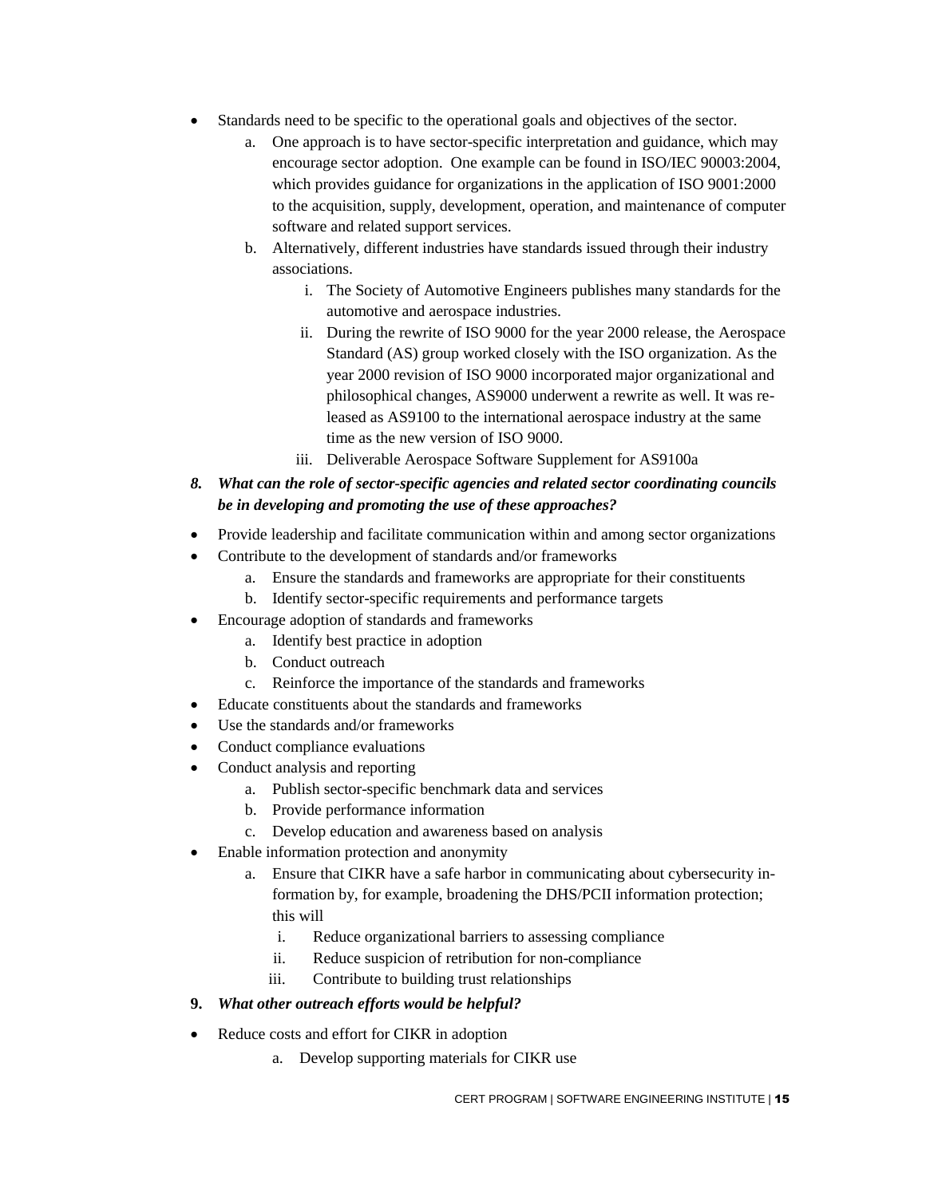- Standards need to be specific to the operational goals and objectives of the sector.
    a. One approach is to have sector-specific interpretation and guidance, which may encourage sector adoption. One example can be found in ISO/IEC 90003:2004, which provides guidance for organizations in the application of ISO 9001:2000 to the acquisition, supply, development, operation, and maintenance of computer software and related support services.
    b. Alternatively, different industries have standards issued through their industry associations.
        i. The Society of Automotive Engineers publishes many standards for the automotive and aerospace industries.
        ii. During the rewrite of ISO 9000 for the year 2000 release, the Aerospace Standard (AS) group worked closely with the ISO organization. As the year 2000 revision of ISO 9000 incorporated major organizational and philosophical changes, AS9000 underwent a rewrite as well. It was re-leased as AS9100 to the international aerospace industry at the same time as the new version of ISO 9000.
        iii. Deliverable Aerospace Software Supplement for AS9100a

**8. *What can the role of sector-specific agencies and related sector coordinating councils be in developing and promoting the use of these approaches?***

- Provide leadership and facilitate communication within and among sector organizations
- Contribute to the development of standards and/or frameworks
    a. Ensure the standards and frameworks are appropriate for their constituents
    b. Identify sector-specific requirements and performance targets
- Encourage adoption of standards and frameworks
    a. Identify best practice in adoption
    b. Conduct outreach
    c. Reinforce the importance of the standards and frameworks
- Educate constituents about the standards and frameworks
- Use the standards and/or frameworks
- Conduct compliance evaluations
- Conduct analysis and reporting
    a. Publish sector-specific benchmark data and services
    b. Provide performance information
    c. Develop education and awareness based on analysis
- Enable information protection and anonymity
    a. Ensure that CIKR have a safe harbor in communicating about cybersecurity information by, for example, broadening the DHS/PCII information protection; this will
        i. Reduce organizational barriers to assessing compliance
        ii. Reduce suspicion of retribution for non-compliance
        iii. Contribute to building trust relationships

**9. *What other outreach efforts would be helpful?***

- Reduce costs and effort for CIKR in adoption
    a. Develop supporting materials for CIKR use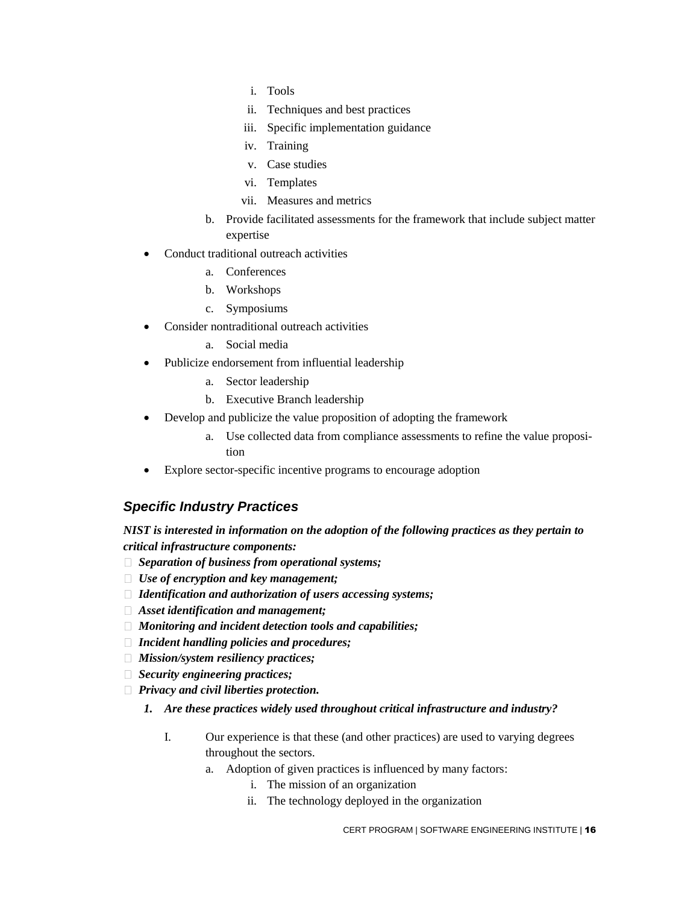i. Tools
      ii. Techniques and best practices
      iii. Specific implementation guidance
      iv. Training
      v. Case studies
      vi. Templates
      vii. Measures and metrics
   b. Provide facilitated assessments for the framework that include subject matter expertise

- Conduct traditional outreach activities
   a. Conferences
   b. Workshops
   c. Symposiums
- Consider nontraditional outreach activities
   a. Social media
- Publicize endorsement from influential leadership
   a. Sector leadership
   b. Executive Branch leadership
- Develop and publicize the value proposition of adopting the framework
   a. Use collected data from compliance assessments to refine the value proposition
- Explore sector-specific incentive programs to encourage adoption

### *Specific Industry Practices*

***NIST is interested in information on the adoption of the following practices as they pertain to critical infrastructure components:***

- ***Separation of business from operational systems;***
- ***Use of encryption and key management;***
- ***Identification and authorization of users accessing systems;***
- ***Asset identification and management;***
- ***Monitoring and incident detection tools and capabilities;***
- ***Incident handling policies and procedures;***
- ***Mission/system resiliency practices;***
- ***Security engineering practices;***
- ***Privacy and civil liberties protection.***

1. ***Are these practices widely used throughout critical infrastructure and industry?***

   I. Our experience is that these (and other practices) are used to varying degrees throughout the sectors.
      a. Adoption of given practices is influenced by many factors:
         i. The mission of an organization
         ii. The technology deployed in the organization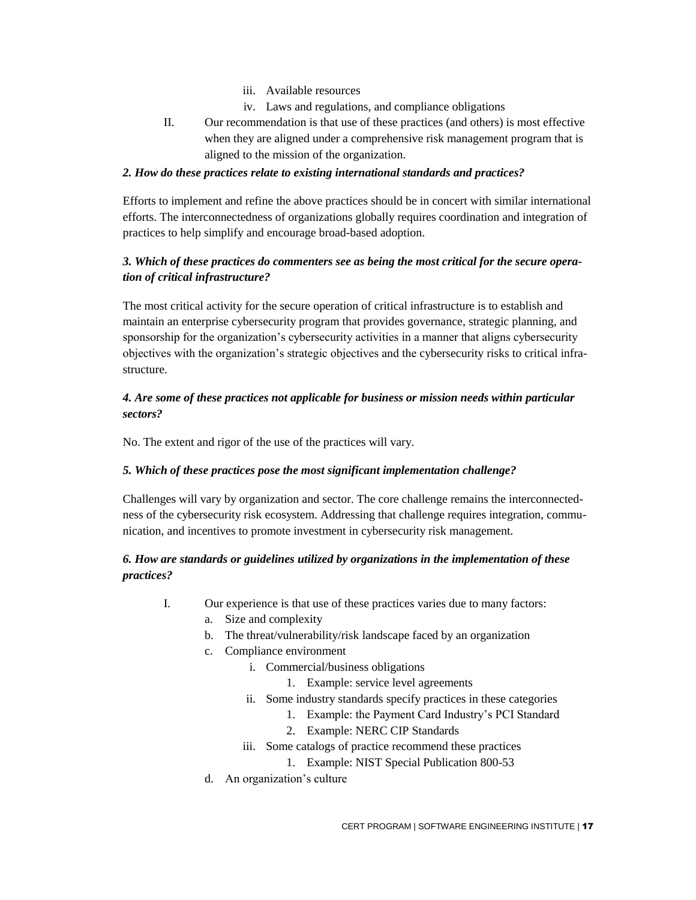iii. Available resources
   iv. Laws and regulations, and compliance obligations

II. Our recommendation is that use of these practices (and others) is most effective when they are aligned under a comprehensive risk management program that is aligned to the mission of the organization.

***2. How do these practices relate to existing international standards and practices?***

Efforts to implement and refine the above practices should be in concert with similar international efforts. The interconnectedness of organizations globally requires coordination and integration of practices to help simplify and encourage broad-based adoption.

***3. Which of these practices do commenters see as being the most critical for the secure operation of critical infrastructure?***

The most critical activity for the secure operation of critical infrastructure is to establish and maintain an enterprise cybersecurity program that provides governance, strategic planning, and sponsorship for the organization's cybersecurity activities in a manner that aligns cybersecurity objectives with the organization's strategic objectives and the cybersecurity risks to critical infrastructure.

***4. Are some of these practices not applicable for business or mission needs within particular sectors?***

No. The extent and rigor of the use of the practices will vary.

***5. Which of these practices pose the most significant implementation challenge?***

Challenges will vary by organization and sector. The core challenge remains the interconnectedness of the cybersecurity risk ecosystem. Addressing that challenge requires integration, communication, and incentives to promote investment in cybersecurity risk management.

***6. How are standards or guidelines utilized by organizations in the implementation of these practices?***

I. Our experience is that use of these practices varies due to many factors:
   a. Size and complexity
   b. The threat/vulnerability/risk landscape faced by an organization
   c. Compliance environment
      i. Commercial/business obligations
         1. Example: service level agreements
      ii. Some industry standards specify practices in these categories
         1. Example: the Payment Card Industry's PCI Standard
         2. Example: NERC CIP Standards
      iii. Some catalogs of practice recommend these practices
         1. Example: NIST Special Publication 800-53
   d. An organization's culture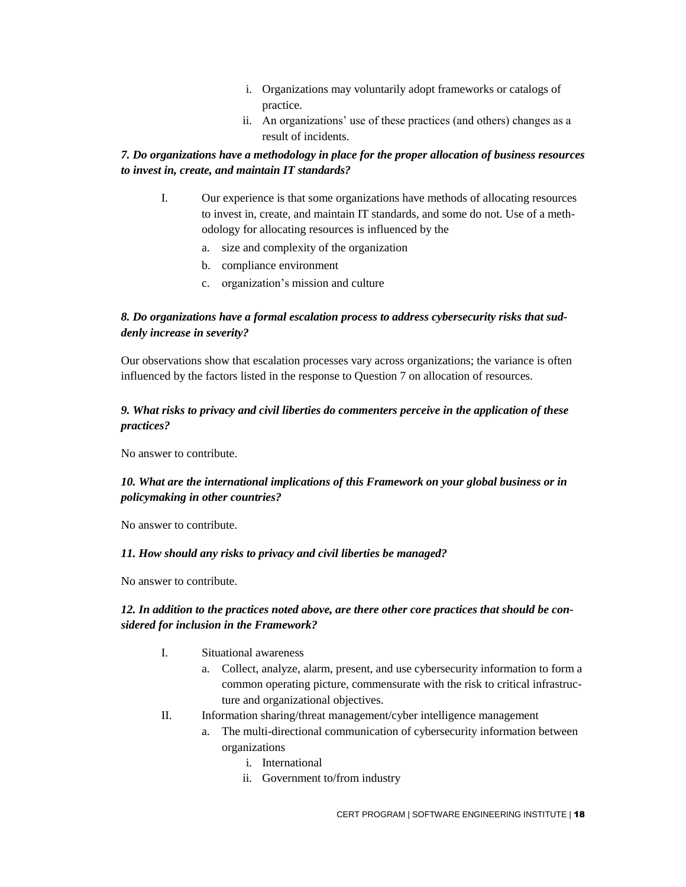i. Organizations may voluntarily adopt frameworks or catalogs of practice.
   ii. An organizations' use of these practices (and others) changes as a result of incidents.

***7. Do organizations have a methodology in place for the proper allocation of business resources to invest in, create, and maintain IT standards?***

I. Our experience is that some organizations have methods of allocating resources to invest in, create, and maintain IT standards, and some do not. Use of a methodology for allocating resources is influenced by the
   a. size and complexity of the organization
   b. compliance environment
   c. organization's mission and culture

***8. Do organizations have a formal escalation process to address cybersecurity risks that suddenly increase in severity?***

Our observations show that escalation processes vary across organizations; the variance is often influenced by the factors listed in the response to Question 7 on allocation of resources.

***9. What risks to privacy and civil liberties do commenters perceive in the application of these practices?***

No answer to contribute.

***10. What are the international implications of this Framework on your global business or in policymaking in other countries?***

No answer to contribute.

***11. How should any risks to privacy and civil liberties be managed?***

No answer to contribute.

***12. In addition to the practices noted above, are there other core practices that should be considered for inclusion in the Framework?***

I. Situational awareness
   a. Collect, analyze, alarm, present, and use cybersecurity information to form a common operating picture, commensurate with the risk to critical infrastructure and organizational objectives.

II. Information sharing/threat management/cyber intelligence management
   a. The multi-directional communication of cybersecurity information between organizations
      i. International
      ii. Government to/from industry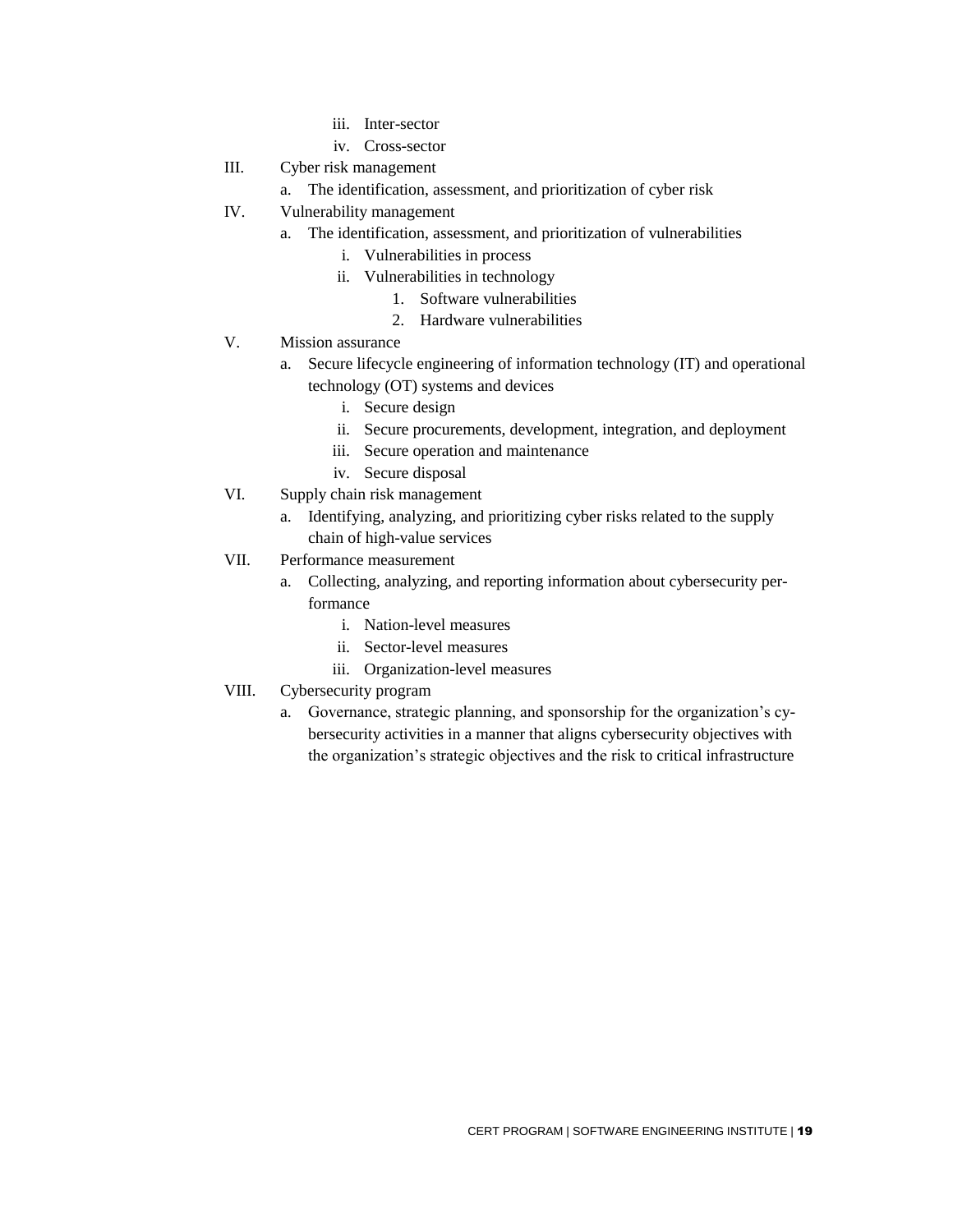iii. Inter-sector
iv. Cross-sector

III. Cyber risk management
   a. The identification, assessment, and prioritization of cyber risk

IV. Vulnerability management
   a. The identification, assessment, and prioritization of vulnerabilities
      i. Vulnerabilities in process
      ii. Vulnerabilities in technology
         1. Software vulnerabilities
         2. Hardware vulnerabilities

V. Mission assurance
   a. Secure lifecycle engineering of information technology (IT) and operational technology (OT) systems and devices
      i. Secure design
      ii. Secure procurements, development, integration, and deployment
      iii. Secure operation and maintenance
      iv. Secure disposal

VI. Supply chain risk management
   a. Identifying, analyzing, and prioritizing cyber risks related to the supply chain of high-value services

VII. Performance measurement
   a. Collecting, analyzing, and reporting information about cybersecurity performance
      i. Nation-level measures
      ii. Sector-level measures
      iii. Organization-level measures

VIII. Cybersecurity program
   a. Governance, strategic planning, and sponsorship for the organization's cybersecurity activities in a manner that aligns cybersecurity objectives with the organization's strategic objectives and the risk to critical infrastructure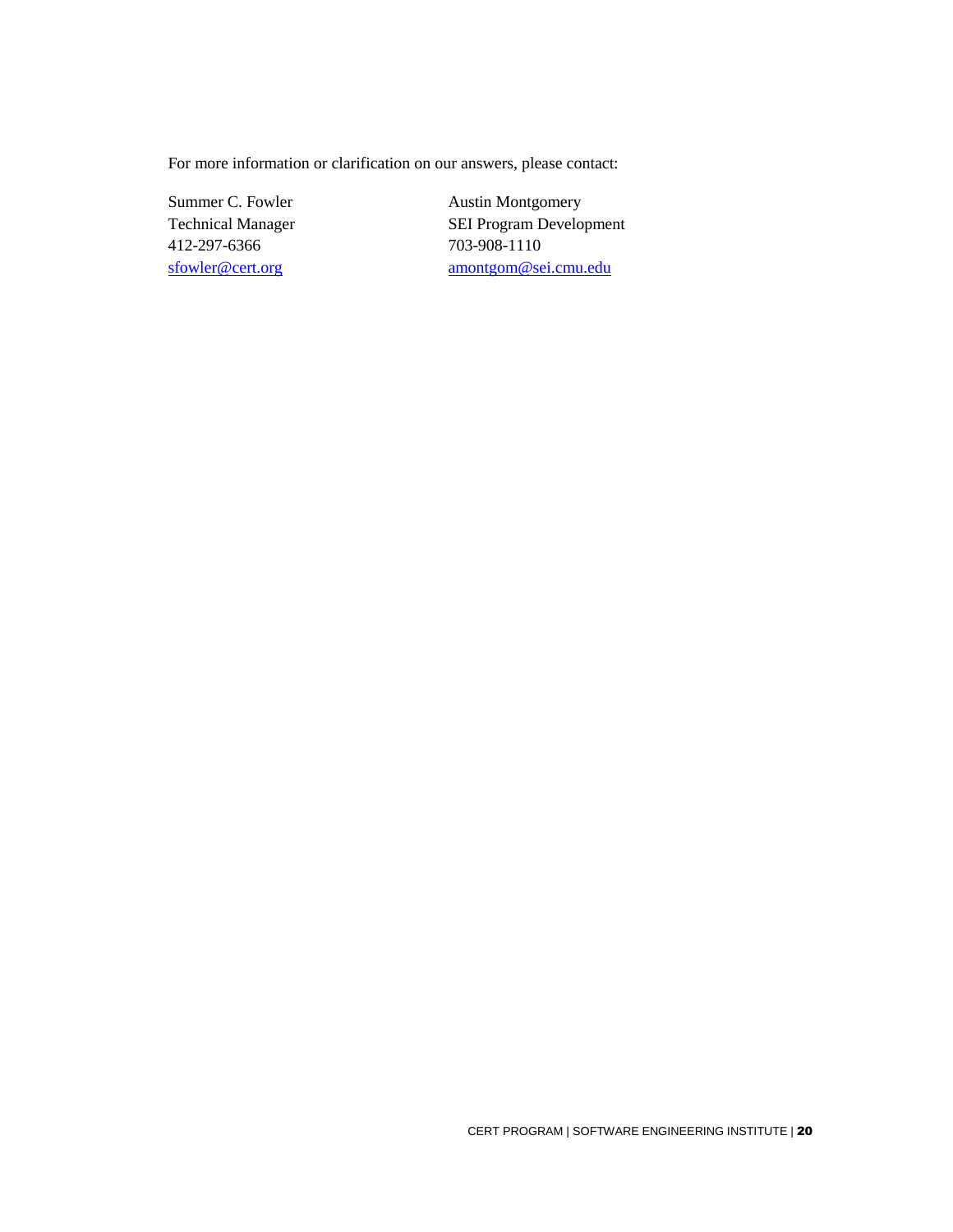For more information or clarification on our answers, please contact:

Summer C. Fowler
Technical Manager
412-297-6366
sfowler@cert.org

Austin Montgomery
SEI Program Development
703-908-1110
amontgom@sei.cmu.edu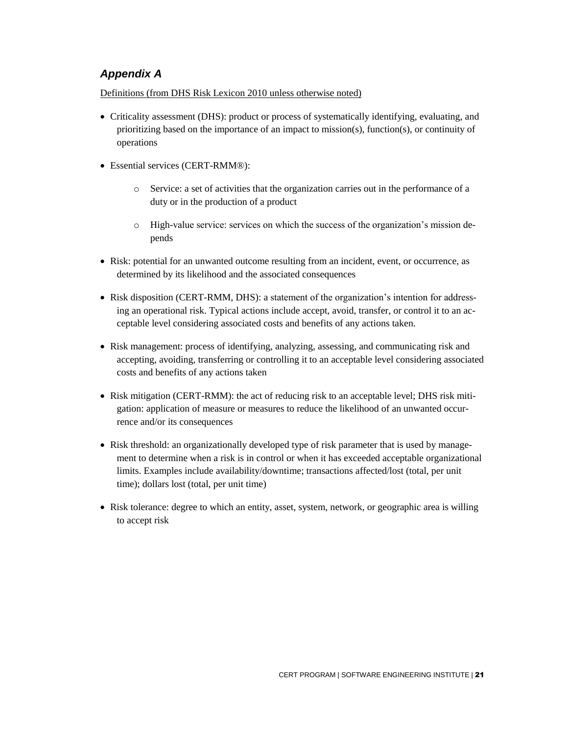## *Appendix A*

Definitions (from DHS Risk Lexicon 2010 unless otherwise noted)

- Criticality assessment (DHS): product or process of systematically identifying, evaluating, and prioritizing based on the importance of an impact to mission(s), function(s), or continuity of operations
- Essential services (CERT-RMM®):
  - Service: a set of activities that the organization carries out in the performance of a duty or in the production of a product
  - High-value service: services on which the success of the organization's mission depends
- Risk: potential for an unwanted outcome resulting from an incident, event, or occurrence, as determined by its likelihood and the associated consequences
- Risk disposition (CERT-RMM, DHS): a statement of the organization's intention for addressing an operational risk. Typical actions include accept, avoid, transfer, or control it to an acceptable level considering associated costs and benefits of any actions taken.
- Risk management: process of identifying, analyzing, assessing, and communicating risk and accepting, avoiding, transferring or controlling it to an acceptable level considering associated costs and benefits of any actions taken
- Risk mitigation (CERT-RMM): the act of reducing risk to an acceptable level; DHS risk mitigation: application of measure or measures to reduce the likelihood of an unwanted occurrence and/or its consequences
- Risk threshold: an organizationally developed type of risk parameter that is used by management to determine when a risk is in control or when it has exceeded acceptable organizational limits. Examples include availability/downtime; transactions affected/lost (total, per unit time); dollars lost (total, per unit time)
- Risk tolerance: degree to which an entity, asset, system, network, or geographic area is willing to accept risk